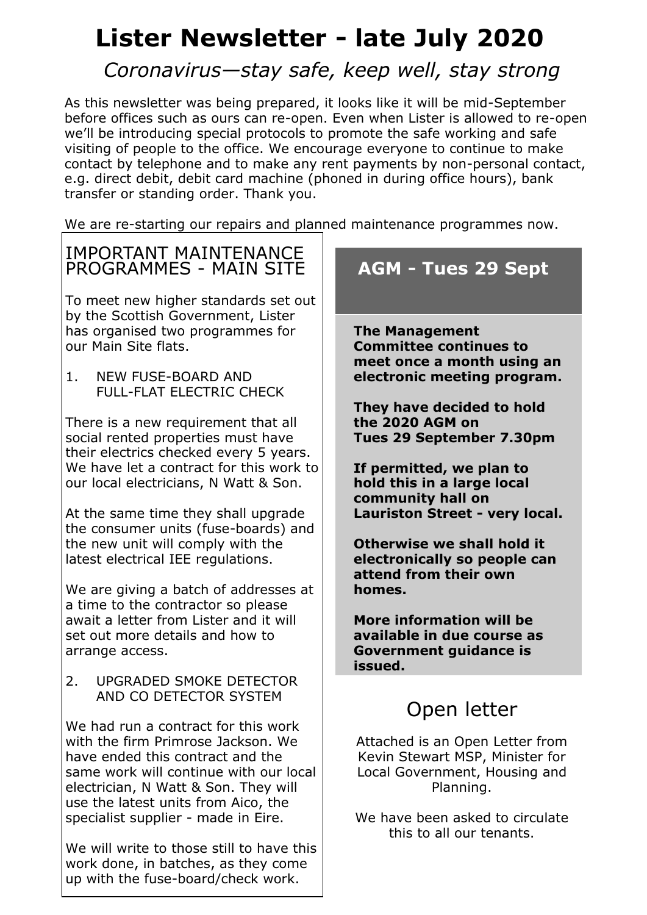# Lister Newsletter - late July 2020

*Coronavirus—stay safe, keep well, stay strong*

As this newsletter was being prepared, it looks like it will be mid-September before offices such as ours can re-open. Even when Lister is allowed to re-open we'll be introducing special protocols to promote the safe working and safe visiting of people to the office. We encourage everyone to continue to make contact by telephone and to make any rent payments by non-personal contact, e.g. direct debit, debit card machine (phoned in during office hours), bank transfer or standing order. Thank you.

We are re-starting our repairs and planned maintenance programmes now.

## IMPORTANT MAINTENANCE PROGRAMMES - MAIN SITE

To meet new higher standards set out by the Scottish Government, Lister has organised two programmes for our Main Site flats.

1. NEW FUSE-BOARD AND FULL-FLAT ELECTRIC CHECK

There is a new requirement that all social rented properties must have their electrics checked every 5 years. We have let a contract for this work to our local electricians, N Watt & Son.

At the same time they shall upgrade the consumer units (fuse-boards) and the new unit will comply with the latest electrical IEE regulations.

We are giving a batch of addresses at a time to the contractor so please await a letter from Lister and it will set out more details and how to arrange access.

2. UPGRADED SMOKE DETECTOR AND CO DETECTOR SYSTEM

We had run a contract for this work with the firm Primrose Jackson. We have ended this contract and the same work will continue with our local electrician, N Watt & Son. They will use the latest units from Aico, the specialist supplier - made in Eire.

We will write to those still to have this work done, in batches, as they come up with the fuse-board/check work.

## AGM - Tues 29 Sept

**The Management Committee continues to meet once a month using an electronic meeting program.**

**They have decided to hold the 2020 AGM on Tues 29 September 7.30pm**

**If permitted, we plan to hold this in a large local community hall on Lauriston Street - very local.**

**Otherwise we shall hold it electronically so people can attend from their own homes.**

**More information will be available in due course as Government guidance is issued.**

## Open letter

Attached is an Open Letter from Kevin Stewart MSP, Minister for Local Government, Housing and Planning.

We have been asked to circulate this to all our tenants.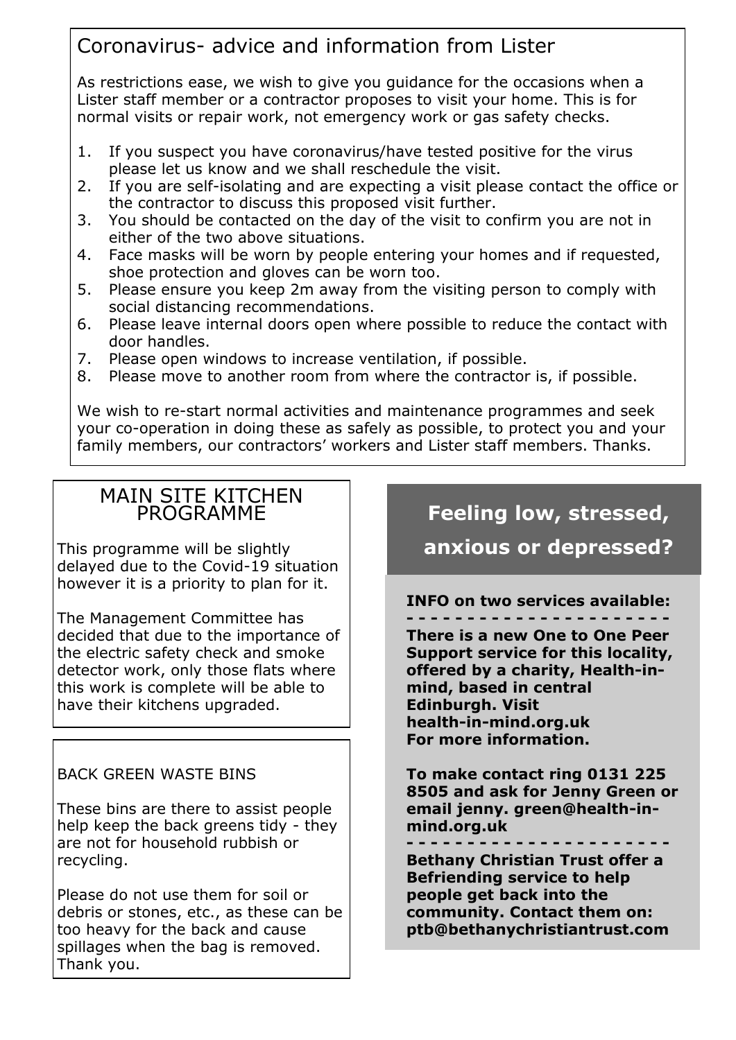## Coronavirus- advice and information from Lister

As restrictions ease, we wish to give you guidance for the occasions when a Lister staff member or a contractor proposes to visit your home. This is for normal visits or repair work, not emergency work or gas safety checks.

1. If you suspect you have coronavirus/have tested positive for the virus please let us know and we shall reschedule the visit.
2. If you are self-isolating and are expecting a visit please contact the office or the contractor to discuss this proposed visit further.
3. You should be contacted on the day of the visit to confirm you are not in either of the two above situations.
4. Face masks will be worn by people entering your homes and if requested, shoe protection and gloves can be worn too.
5. Please ensure you keep 2m away from the visiting person to comply with social distancing recommendations.
6. Please leave internal doors open where possible to reduce the contact with door handles.
7. Please open windows to increase ventilation, if possible.
8. Please move to another room from where the contractor is, if possible.

We wish to re-start normal activities and maintenance programmes and seek your co-operation in doing these as safely as possible, to protect you and your family members, our contractors' workers and Lister staff members. Thanks.

## MAIN SITE KITCHEN PROGRAMME

This programme will be slightly delayed due to the Covid-19 situation however it is a priority to plan for it.

The Management Committee has decided that due to the importance of the electric safety check and smoke detector work, only those flats where this work is complete will be able to have their kitchens upgraded.

## BACK GREEN WASTE BINS

These bins are there to assist people help keep the back greens tidy - they are not for household rubbish or recycling.

Please do not use them for soil or debris or stones, etc., as these can be too heavy for the back and cause spillages when the bag is removed. Thank you.

## Feeling low, stressed, anxious or depressed?

**INFO on two services available:**

**- - - - - - - - - - - - - - - - - - - - - -**

**There is a new One to One Peer Support service for this locality, offered by a charity, Health-in-mind, based in central Edinburgh. Visit health-in-mind.org.uk For more information.**

**To make contact ring 0131 225 8505 and ask for Jenny Green or email jenny. green@health-in-mind.org.uk**

**- - - - - - - - - - - - - - - - - - - - - -**

**Bethany Christian Trust offer a Befriending service to help people get back into the community. Contact them on: ptb@bethanychristiantrust.com**